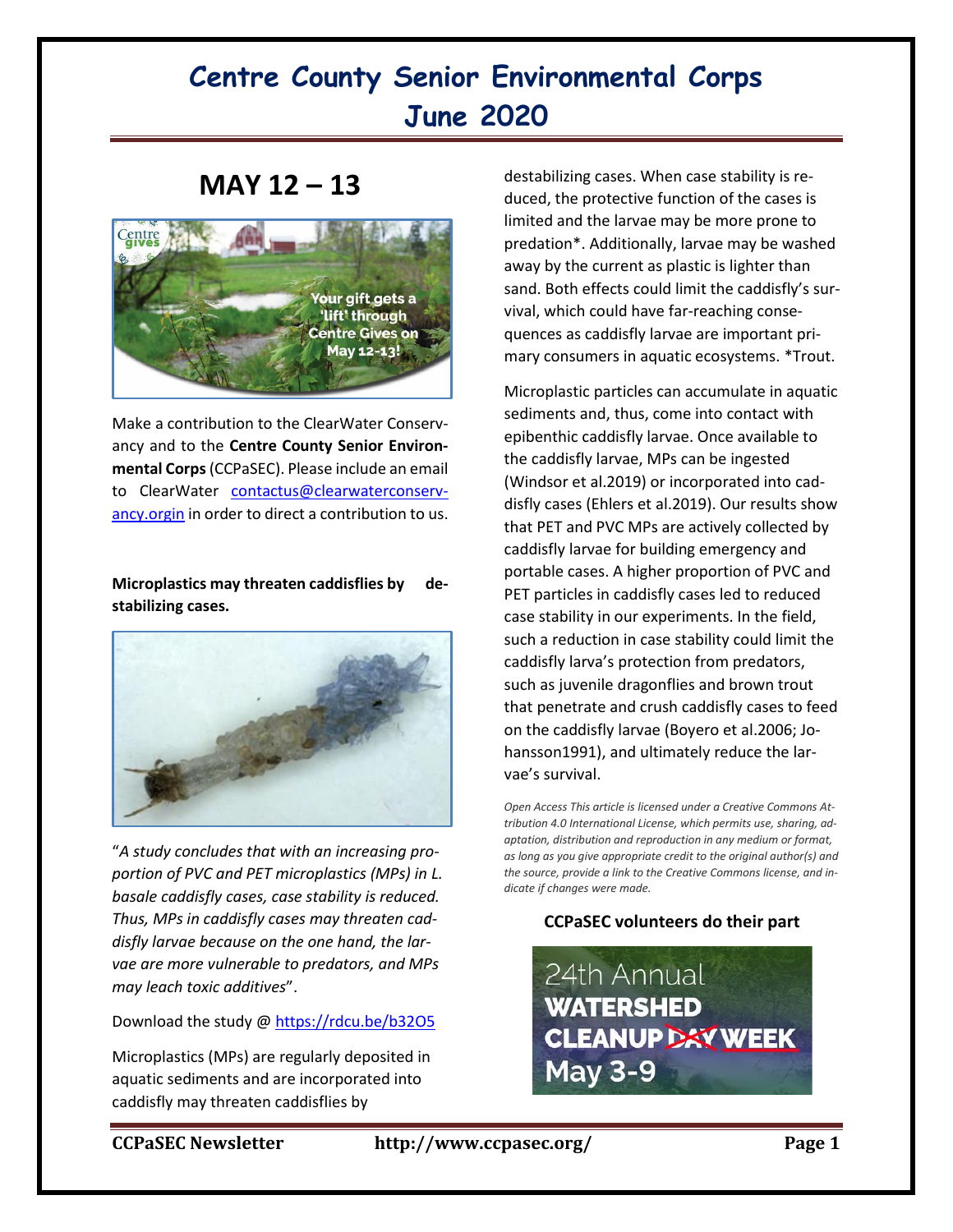# Centre County Senior Environmental Corps June 2020

## MAY 12 – 13

Make a contribution to the ClearWater Conservancy and to the **Centre County Senior Environmental Corps** (CCPaSEC). Please include an email to ClearWater contactus@clearwaterconservancy.orgin in order to direct a contribution to us.

**Microplastics may threaten caddisflies by destabilizing cases.**

"*A study concludes that with an increasing proportion of PVC and PET microplastics (MPs) in L. basale caddisfly cases, case stability is reduced. Thus, MPs in caddisfly cases may threaten caddisfly larvae because on the one hand, the larvae are more vulnerable to predators, and MPs may leach toxic additives*".

Download the study @ https://rdcu.be/b32O5

Microplastics (MPs) are regularly deposited in aquatic sediments and are incorporated into caddisfly may threaten caddisflies by destabilizing cases. When case stability is reduced, the protective function of the cases is limited and the larvae may be more prone to predation*. Additionally, larvae may be washed away by the current as plastic is lighter than sand. Both effects could limit the caddisfly's survival, which could have far-reaching consequences as caddisfly larvae are important primary consumers in aquatic ecosystems. *Trout.

Microplastic particles can accumulate in aquatic sediments and, thus, come into contact with epibenthic caddisfly larvae. Once available to the caddisfly larvae, MPs can be ingested (Windsor et al.2019) or incorporated into caddisfly cases (Ehlers et al.2019). Our results show that PET and PVC MPs are actively collected by caddisfly larvae for building emergency and portable cases. A higher proportion of PVC and PET particles in caddisfly cases led to reduced case stability in our experiments. In the field, such a reduction in case stability could limit the caddisfly larva's protection from predators, such as juvenile dragonflies and brown trout that penetrate and crush caddisfly cases to feed on the caddisfly larvae (Boyero et al.2006; Johansson1991), and ultimately reduce the larvae's survival.

*Open Access This article is licensed under a Creative Commons Attribution 4.0 International License, which permits use, sharing, adaptation, distribution and reproduction in any medium or format, as long as you give appropriate credit to the original author(s) and the source, provide a link to the Creative Commons license, and indicate if changes were made.*

### CCPaSEC volunteers do their part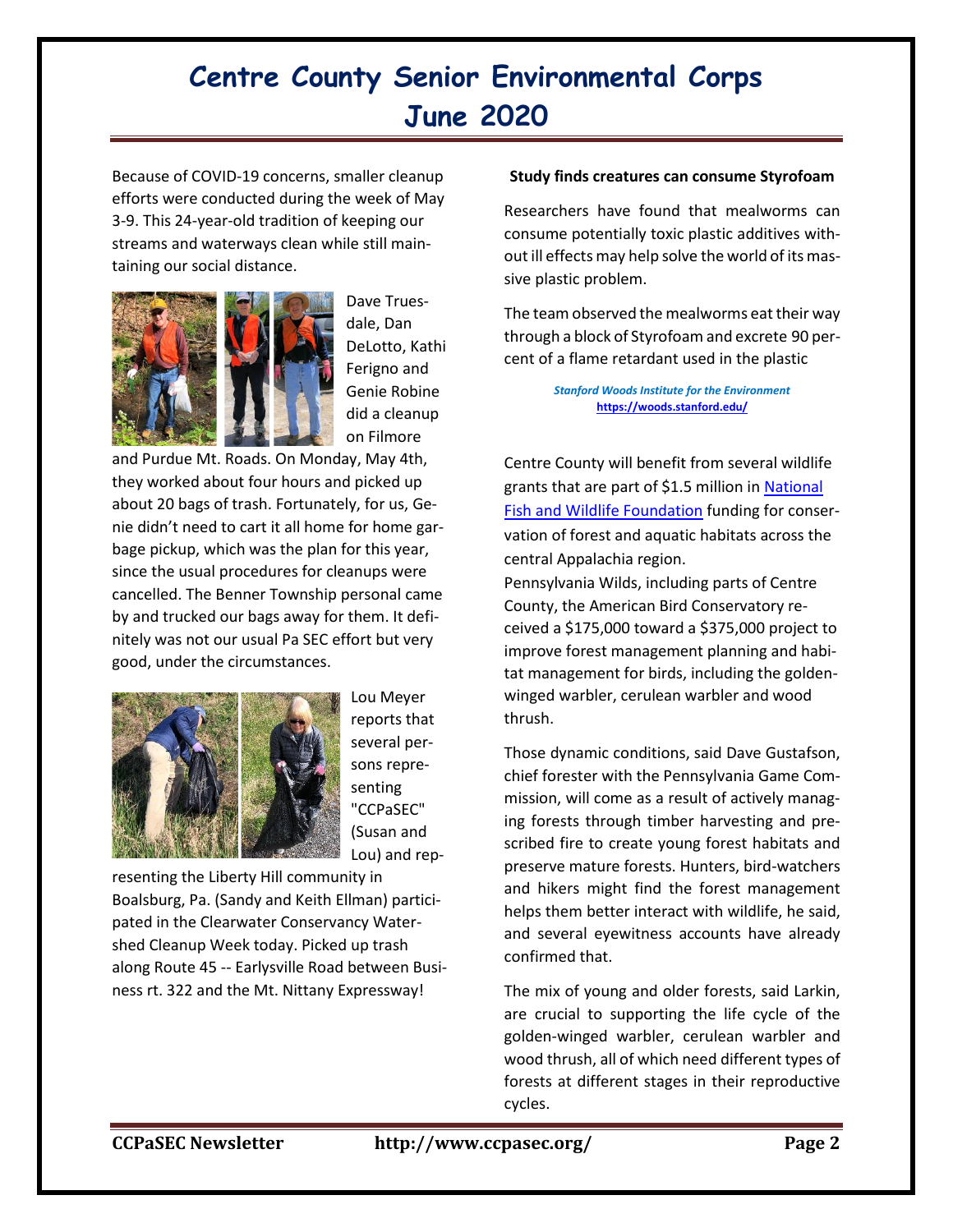# Centre County Senior Environmental Corps June 2020

Because of COVID-19 concerns, smaller cleanup efforts were conducted during the week of May 3-9. This 24-year-old tradition of keeping our streams and waterways clean while still maintaining our social distance.

Dave Truesdale, Dan DeLotto, Kathi Ferigno and Genie Robine did a cleanup on Filmore and Purdue Mt. Roads. On Monday, May 4th, they worked about four hours and picked up about 20 bags of trash. Fortunately, for us, Genie didn't need to cart it all home for home garbage pickup, which was the plan for this year, since the usual procedures for cleanups were cancelled. The Benner Township personal came by and trucked our bags away for them. It definitely was not our usual Pa SEC effort but very good, under the circumstances.

Lou Meyer reports that several persons representing "CCPaSEC" (Susan and Lou) and representing the Liberty Hill community in Boalsburg, Pa. (Sandy and Keith Ellman) participated in the Clearwater Conservancy Watershed Cleanup Week today. Picked up trash along Route 45 -- Earlysville Road between Business rt. 322 and the Mt. Nittany Expressway!

**Study finds creatures can consume Styrofoam**

Researchers have found that mealworms can consume potentially toxic plastic additives without ill effects may help solve the world of its massive plastic problem.

The team observed the mealworms eat their way through a block of Styrofoam and excrete 90 percent of a flame retardant used in the plastic

***Stanford Woods Institute for the Environment***
**https://woods.stanford.edu/**

Centre County will benefit from several wildlife grants that are part of $1.5 million in National Fish and Wildlife Foundation funding for conservation of forest and aquatic habitats across the central Appalachia region.

Pennsylvania Wilds, including parts of Centre County, the American Bird Conservatory received a $175,000 toward a $375,000 project to improve forest management planning and habitat management for birds, including the golden-winged warbler, cerulean warbler and wood thrush.

Those dynamic conditions, said Dave Gustafson, chief forester with the Pennsylvania Game Commission, will come as a result of actively managing forests through timber harvesting and prescribed fire to create young forest habitats and preserve mature forests. Hunters, bird-watchers and hikers might find the forest management helps them better interact with wildlife, he said, and several eyewitness accounts have already confirmed that.

The mix of young and older forests, said Larkin, are crucial to supporting the life cycle of the golden-winged warbler, cerulean warbler and wood thrush, all of which need different types of forests at different stages in their reproductive cycles.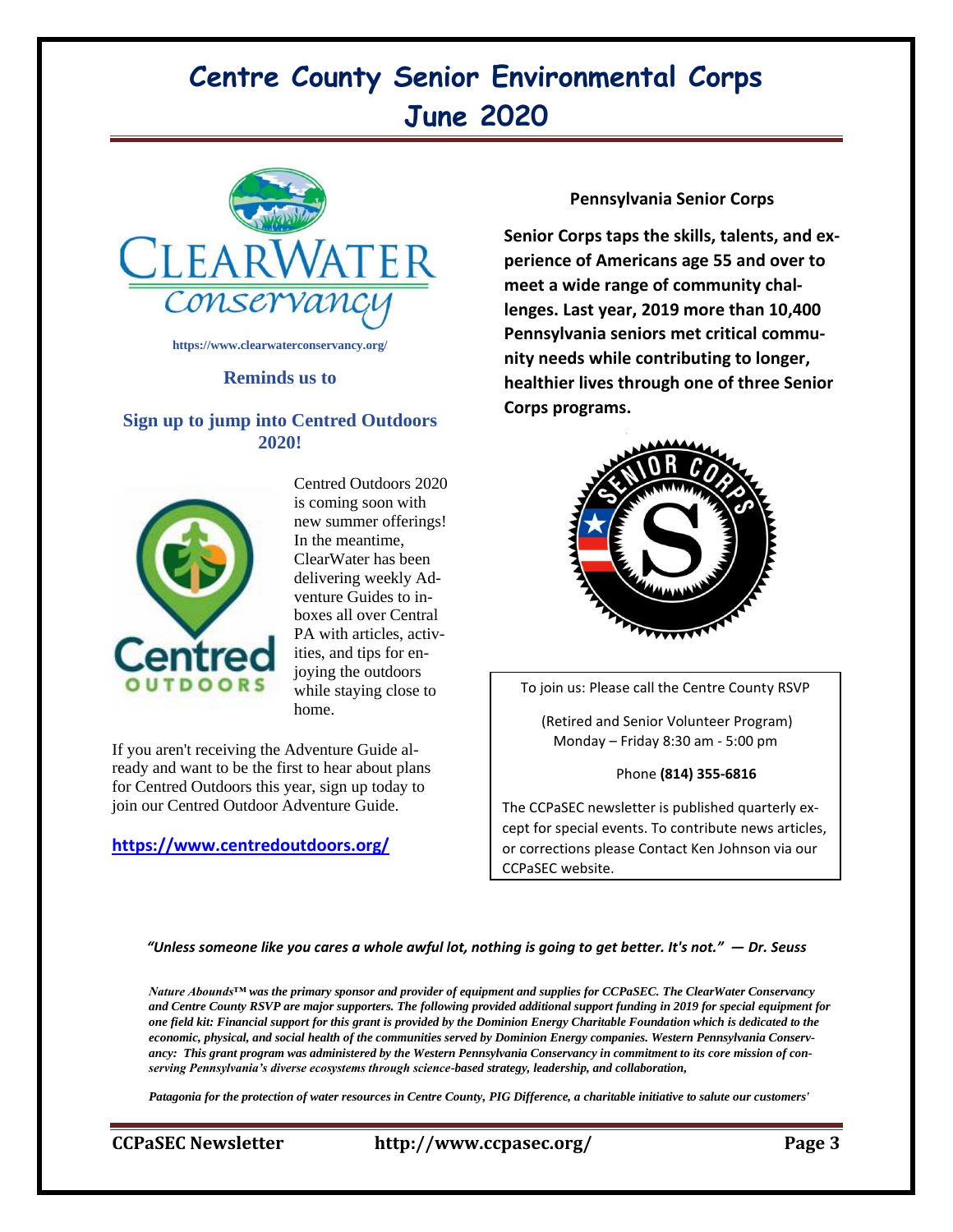# Centre County Senior Environmental Corps
# June 2020

CLEARWATER conservancy

https://www.clearwaterconservancy.org/

### Reminds us to

### Sign up to jump into Centred Outdoors 2020!

Centred OUTDOORS

Centred Outdoors 2020 is coming soon with new summer offerings! In the meantime, ClearWater has been delivering weekly Adventure Guides to inboxes all over Central PA with articles, activities, and tips for enjoying the outdoors while staying close to home.

If you aren't receiving the Adventure Guide already and want to be the first to hear about plans for Centred Outdoors this year, sign up today to join our Centred Outdoor Adventure Guide.

**https://www.centredoutdoors.org/**

### Pennsylvania Senior Corps

**Senior Corps taps the skills, talents, and experience of Americans age 55 and over to meet a wide range of community challenges. Last year, 2019 more than 10,400 Pennsylvania seniors met critical community needs while contributing to longer, healthier lives through one of three Senior Corps programs.**

SENIOR CORPS

To join us: Please call the Centre County RSVP

(Retired and Senior Volunteer Program)
Monday – Friday 8:30 am - 5:00 pm

Phone **(814) 355-6816**

The CCPaSEC newsletter is published quarterly except for special events. To contribute news articles, or corrections please Contact Ken Johnson via our CCPaSEC website.

***"Unless someone like you cares a whole awful lot, nothing is going to get better. It's not." — Dr. Seuss***

***Nature Abounds™ was the primary sponsor and provider of equipment and supplies for CCPaSEC. The ClearWater Conservancy and Centre County RSVP are major supporters. The following provided additional support funding in 2019 for special equipment for one field kit: Financial support for this grant is provided by the Dominion Energy Charitable Foundation which is dedicated to the economic, physical, and social health of the communities served by Dominion Energy companies. Western Pennsylvania Conservancy: This grant program was administered by the Western Pennsylvania Conservancy in commitment to its core mission of conserving Pennsylvania's diverse ecosystems through science-based strategy, leadership, and collaboration,***

***Patagonia for the protection of water resources in Centre County, PIG Difference, a charitable initiative to salute our customers'***